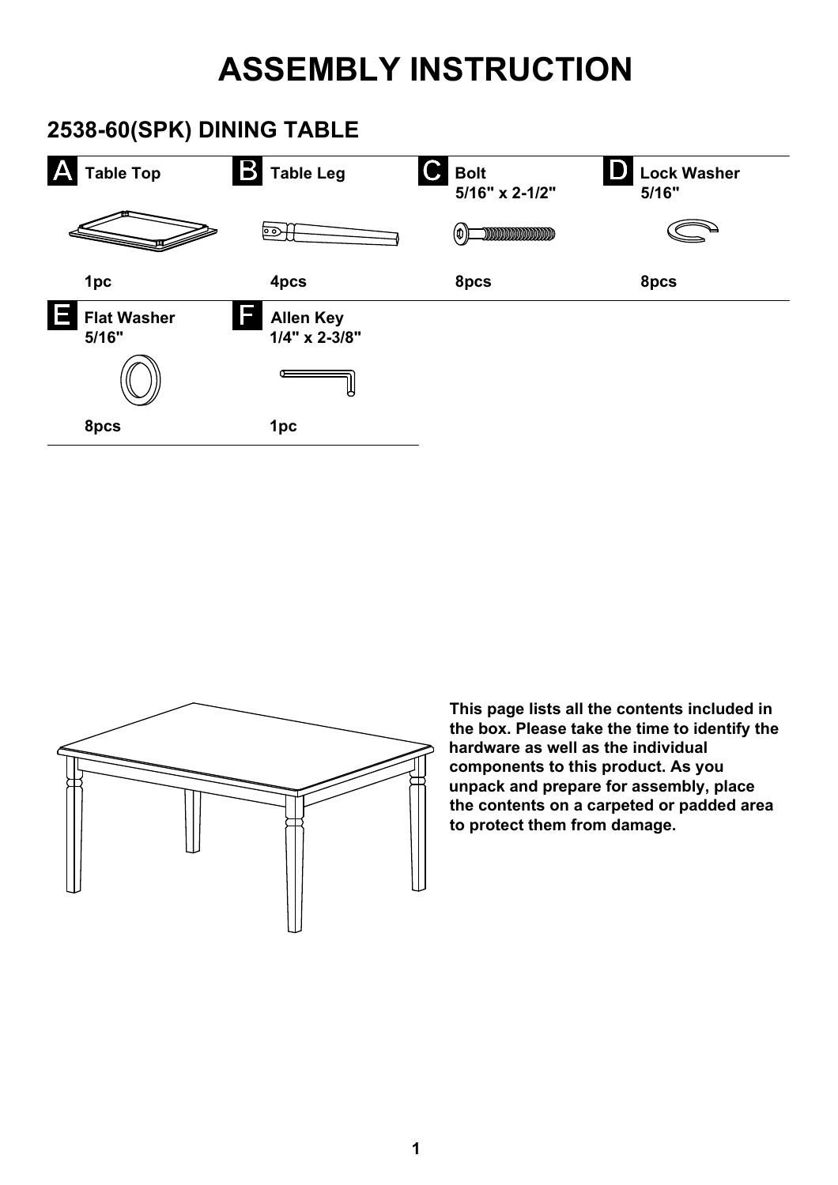# ASSEMBLY INSTRUCTION

## 2538-60(SPK) DINING TABLE

| | Part | Size | Qty |
|---|---|---|---|
| **A** | **Table Top** | | **1pc** |
| **B** | **Table Leg** | | **4pcs** |
| **C** | **Bolt** | **5/16" x 2-1/2"** | **8pcs** |
| **D** | **Lock Washer** | **5/16"** | **8pcs** |
| **E** | **Flat Washer** | **5/16"** | **8pcs** |
| **F** | **Allen Key** | **1/4" x 2-3/8"** | **1pc** |

**This page lists all the contents included in the box. Please take the time to identify the hardware as well as the individual components to this product. As you unpack and prepare for assembly, place the contents on a carpeted or padded area to protect them from damage.**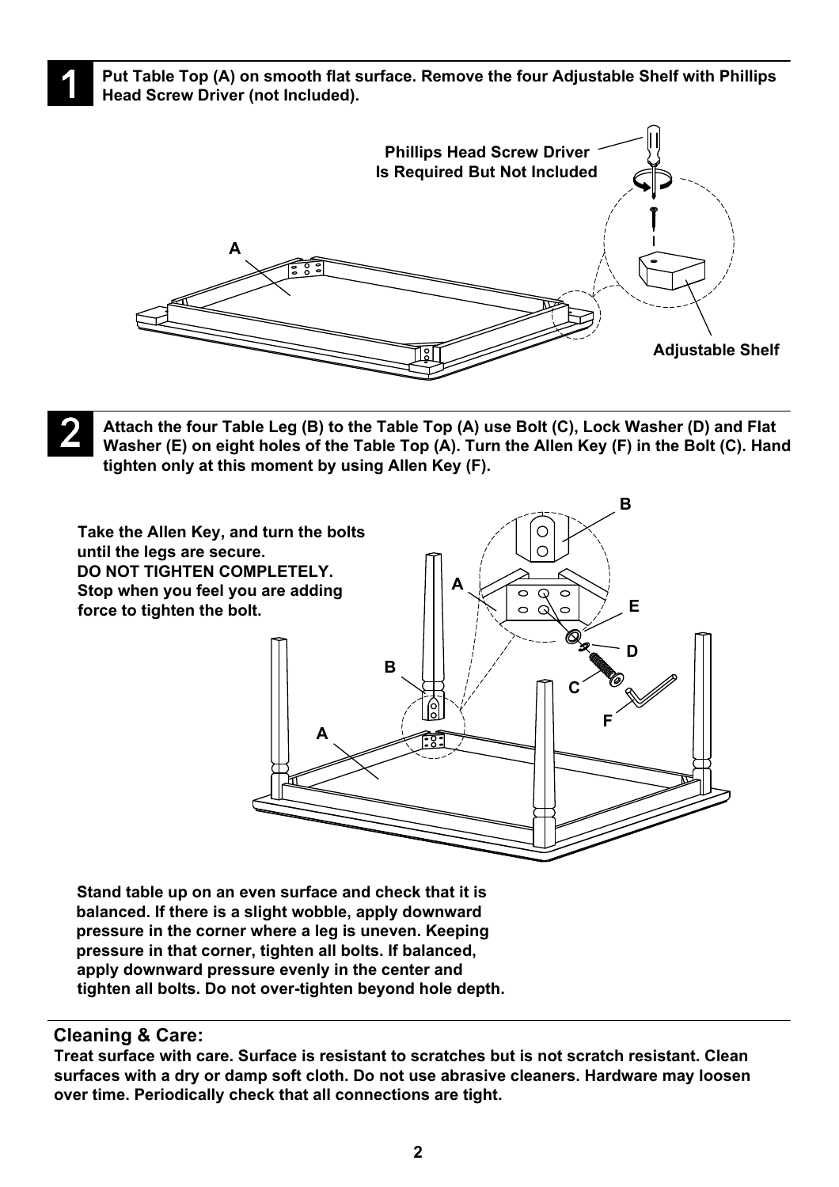## 1

**Put Table Top (A) on smooth flat surface. Remove the four Adjustable Shelf with Phillips Head Screw Driver (not Included).**

Phillips Head Screw Driver
Is Required But Not Included

A

Adjustable Shelf

## 2

**Attach the four Table Leg (B) to the Table Top (A) use Bolt (C), Lock Washer (D) and Flat Washer (E) on eight holes of the Table Top (A). Turn the Allen Key (F) in the Bolt (C). Hand tighten only at this moment by using Allen Key (F).**

**Take the Allen Key, and turn the bolts until the legs are secure.**
**DO NOT TIGHTEN COMPLETELY.**
**Stop when you feel you are adding force to tighten the bolt.**

B

A

E

D

B

C

F

A

**Stand table up on an even surface and check that it is balanced. If there is a slight wobble, apply downward pressure in the corner where a leg is uneven. Keeping pressure in that corner, tighten all bolts. If balanced, apply downward pressure evenly in the center and tighten all bolts. Do not over-tighten beyond hole depth.**

## Cleaning & Care:

**Treat surface with care. Surface is resistant to scratches but is not scratch resistant. Clean surfaces with a dry or damp soft cloth. Do not use abrasive cleaners. Hardware may loosen over time. Periodically check that all connections are tight.**